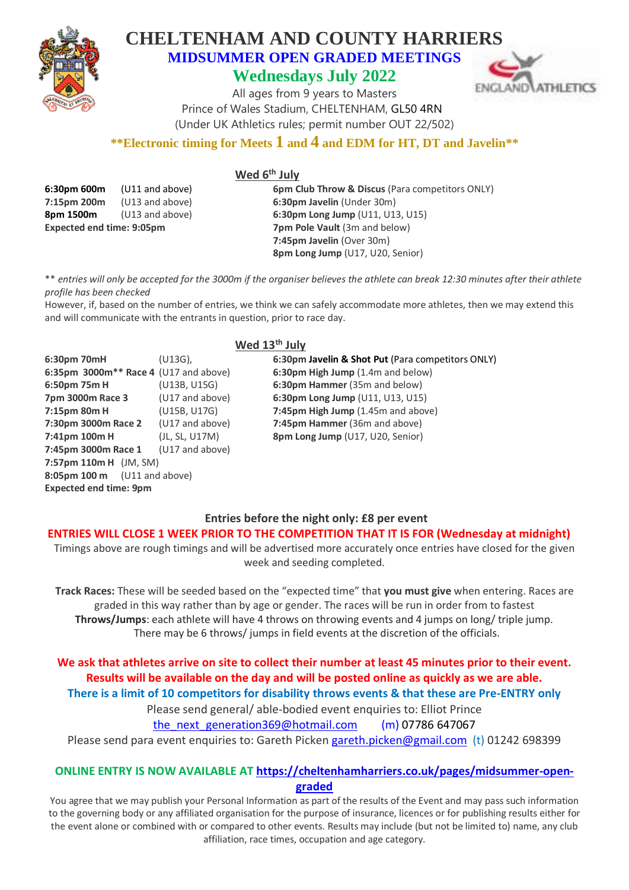# CHELTENHAM AND COUNTY HARRIERS

## MIDSUMMER OPEN GRADED MEETINGS

## Wednesdays July 2022

All ages from 9 years to Masters
Prince of Wales Stadium, CHELTENHAM, GL50 4RN
(Under UK Athletics rules; permit number OUT 22/502)

**Electronic timing for Meets 1 and 4 and EDM for HT, DT and Javelin**

### Wed 6th July

**6:30pm 600m** (U11 and above)
**7:15pm 200m** (U13 and above)
**8pm 1500m** (U13 and above)
**Expected end time: 9:05pm**

**6pm Club Throw & Discus** (Para competitors ONLY)
**6:30pm Javelin** (Under 30m)
**6:30pm Long Jump** (U11, U13, U15)
**7pm Pole Vault** (3m and below)
**7:45pm Javelin** (Over 30m)
**8pm Long Jump** (U17, U20, Senior)

** *entries will only be accepted for the 3000m if the organiser believes the athlete can break 12:30 minutes after their athlete profile has been checked*
However, if, based on the number of entries, we think we can safely accommodate more athletes, then we may extend this and will communicate with the entrants in question, prior to race day.

### Wed 13th July

**6:30pm 70mH** (U13G),
**6:35pm 3000m** Race 4** (U17 and above)
**6:50pm 75m H** (U13B, U15G)
**7pm 3000m Race 3** (U17 and above)
**7:15pm 80m H** (U15B, U17G)
**7:30pm 3000m Race 2** (U17 and above)
**7:41pm 100m H** (JL, SL, U17M)
**7:45pm 3000m Race 1** (U17 and above)
**7:57pm 110m H** (JM, SM)
**8:05pm 100 m** (U11 and above)
**Expected end time: 9pm**

**6:30pm Javelin & Shot Put** (Para competitors ONLY)
**6:30pm High Jump** (1.4m and below)
**6:30pm Hammer** (35m and below)
**6:30pm Long Jump** (U11, U13, U15)
**7:45pm High Jump** (1.45m and above)
**7:45pm Hammer** (36m and above)
**8pm Long Jump** (U17, U20, Senior)

**Entries before the night only: £8 per event**

**ENTRIES WILL CLOSE 1 WEEK PRIOR TO THE COMPETITION THAT IT IS FOR (Wednesday at midnight)**

Timings above are rough timings and will be advertised more accurately once entries have closed for the given week and seeding completed.

**Track Races:** These will be seeded based on the "expected time" that **you must give** when entering. Races are graded in this way rather than by age or gender. The races will be run in order from to fastest
**Throws/Jumps**: each athlete will have 4 throws on throwing events and 4 jumps on long/ triple jump. There may be 6 throws/ jumps in field events at the discretion of the officials.

**We ask that athletes arrive on site to collect their number at least 45 minutes prior to their event.**
**Results will be available on the day and will be posted online as quickly as we are able.**
**There is a limit of 10 competitors for disability throws events & that these are Pre-ENTRY only**

Please send general/ able-bodied event enquiries to: Elliot Prince
the_next_generation369@hotmail.com (m) 07786 647067
Please send para event enquiries to: Gareth Picken gareth.picken@gmail.com (t) 01242 698399

**ONLINE ENTRY IS NOW AVAILABLE AT https://cheltenhamharriers.co.uk/pages/midsummer-open-graded**

You agree that we may publish your Personal Information as part of the results of the Event and may pass such information to the governing body or any affiliated organisation for the purpose of insurance, licences or for publishing results either for the event alone or combined with or compared to other events. Results may include (but not be limited to) name, any club affiliation, race times, occupation and age category.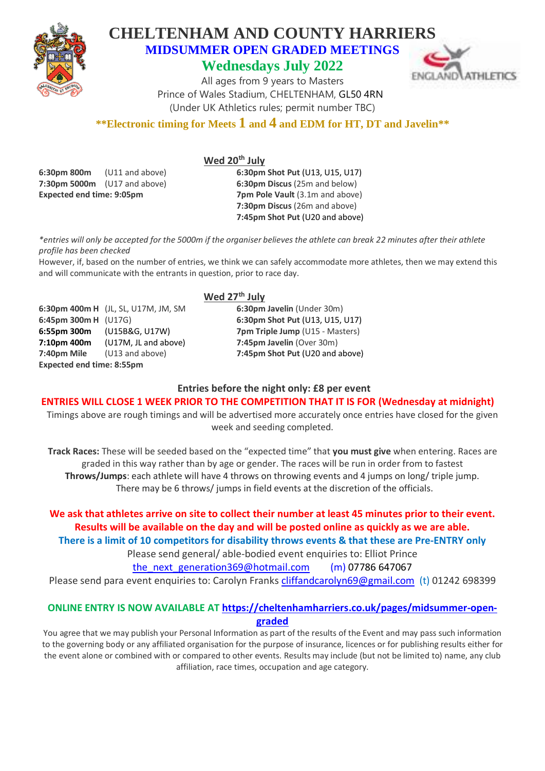# CHELTENHAM AND COUNTY HARRIERS

## MIDSUMMER OPEN GRADED MEETINGS

## Wednesdays July 2022

All ages from 9 years to Masters
Prince of Wales Stadium, CHELTENHAM, GL50 4RN
(Under UK Athletics rules; permit number TBC)

**\*\*Electronic timing for Meets 1 and 4 and EDM for HT, DT and Javelin\*\***

### Wed 20th July

| | | | |
|---|---|---|---|
| **6:30pm 800m** | (U11 and above) | **6:30pm Shot Put** | (U13, U15, U17) |
| **7:30pm 5000m** | (U17 and above) | **6:30pm Discus** | (25m and below) |
| **Expected end time: 9:05pm** | | **7pm Pole Vault** | (3.1m and above) |
| | | **7:30pm Discus** | (26m and above) |
| | | **7:45pm Shot Put** | (U20 and above) |

*\*entries will only be accepted for the 5000m if the organiser believes the athlete can break 22 minutes after their athlete profile has been checked*

However, if, based on the number of entries, we think we can safely accommodate more athletes, then we may extend this and will communicate with the entrants in question, prior to race day.

### Wed 27th July

| | | | |
|---|---|---|---|
| **6:30pm 400m H** | (JL, SL, U17M, JM, SM | **6:30pm Javelin** | (Under 30m) |
| **6:45pm 300m H** | (U17G) | **6:30pm Shot Put** | (U13, U15, U17) |
| **6:55pm 300m** | (U15B&G, U17W) | **7pm Triple Jump** | (U15 - Masters) |
| **7:10pm 400m** | (U17M, JL and above) | **7:45pm Javelin** | (Over 30m) |
| **7:40pm Mile** | (U13 and above) | **7:45pm Shot Put** | (U20 and above) |
| **Expected end time: 8:55pm** | | | |

**Entries before the night only: £8 per event**

**ENTRIES WILL CLOSE 1 WEEK PRIOR TO THE COMPETITION THAT IT IS FOR (Wednesday at midnight)**

Timings above are rough timings and will be advertised more accurately once entries have closed for the given week and seeding completed.

**Track Races:** These will be seeded based on the "expected time" that **you must give** when entering. Races are graded in this way rather than by age or gender. The races will be run in order from to fastest
**Throws/Jumps**: each athlete will have 4 throws on throwing events and 4 jumps on long/ triple jump. There may be 6 throws/ jumps in field events at the discretion of the officials.

**We ask that athletes arrive on site to collect their number at least 45 minutes prior to their event.**
**Results will be available on the day and will be posted online as quickly as we are able.**
**There is a limit of 10 competitors for disability throws events & that these are Pre-ENTRY only**

Please send general/ able-bodied event enquiries to: Elliot Prince
the_next_generation369@hotmail.com (m) 07786 647067
Please send para event enquiries to: Carolyn Franks cliffandcarolyn69@gmail.com (t) 01242 698399

**ONLINE ENTRY IS NOW AVAILABLE AT https://cheltenhamharriers.co.uk/pages/midsummer-open-graded**

You agree that we may publish your Personal Information as part of the results of the Event and may pass such information to the governing body or any affiliated organisation for the purpose of insurance, licences or for publishing results either for the event alone or combined with or compared to other events. Results may include (but not be limited to) name, any club affiliation, race times, occupation and age category.